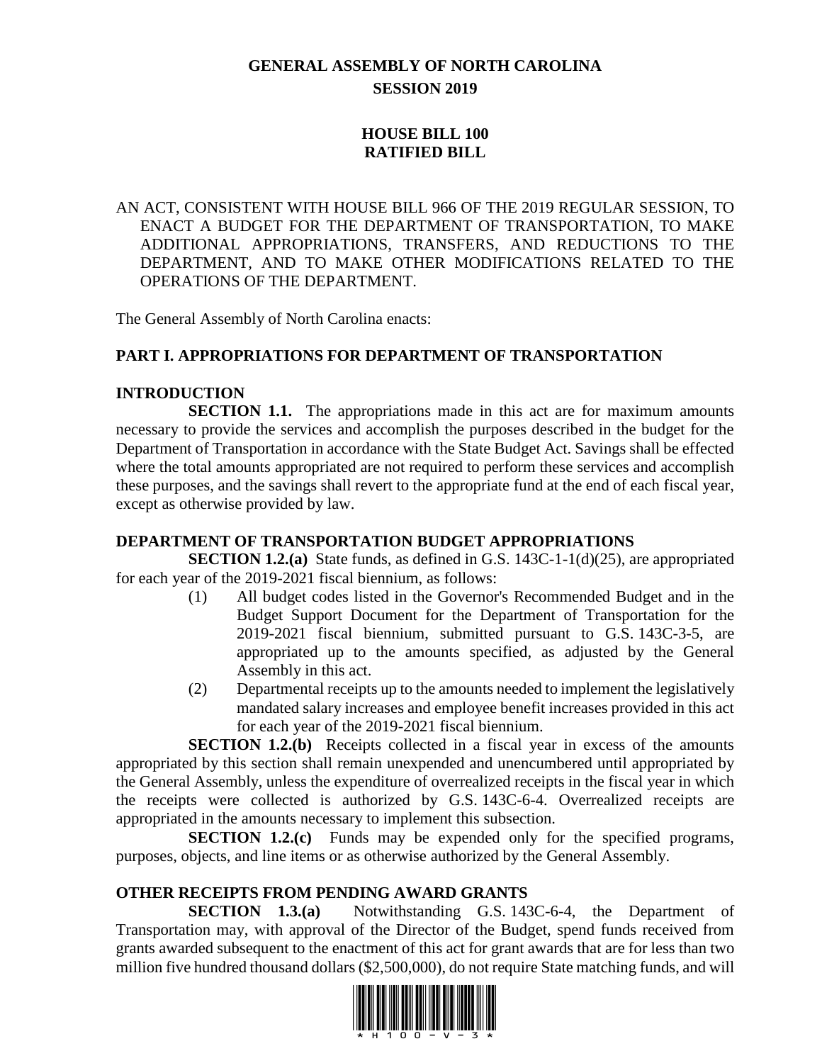# GENERAL ASSEMBLY OF NORTH CAROLINA
## SESSION 2019

## HOUSE BILL 100
## RATIFIED BILL

AN ACT, CONSISTENT WITH HOUSE BILL 966 OF THE 2019 REGULAR SESSION, TO ENACT A BUDGET FOR THE DEPARTMENT OF TRANSPORTATION, TO MAKE ADDITIONAL APPROPRIATIONS, TRANSFERS, AND REDUCTIONS TO THE DEPARTMENT, AND TO MAKE OTHER MODIFICATIONS RELATED TO THE OPERATIONS OF THE DEPARTMENT.

The General Assembly of North Carolina enacts:

### PART I. APPROPRIATIONS FOR DEPARTMENT OF TRANSPORTATION

#### INTRODUCTION

**SECTION 1.1.** The appropriations made in this act are for maximum amounts necessary to provide the services and accomplish the purposes described in the budget for the Department of Transportation in accordance with the State Budget Act. Savings shall be effected where the total amounts appropriated are not required to perform these services and accomplish these purposes, and the savings shall revert to the appropriate fund at the end of each fiscal year, except as otherwise provided by law.

#### DEPARTMENT OF TRANSPORTATION BUDGET APPROPRIATIONS

**SECTION 1.2.(a)** State funds, as defined in G.S. 143C-1-1(d)(25), are appropriated for each year of the 2019-2021 fiscal biennium, as follows:

(1) All budget codes listed in the Governor's Recommended Budget and in the Budget Support Document for the Department of Transportation for the 2019-2021 fiscal biennium, submitted pursuant to G.S. 143C-3-5, are appropriated up to the amounts specified, as adjusted by the General Assembly in this act.

(2) Departmental receipts up to the amounts needed to implement the legislatively mandated salary increases and employee benefit increases provided in this act for each year of the 2019-2021 fiscal biennium.

**SECTION 1.2.(b)** Receipts collected in a fiscal year in excess of the amounts appropriated by this section shall remain unexpended and unencumbered until appropriated by the General Assembly, unless the expenditure of overrealized receipts in the fiscal year in which the receipts were collected is authorized by G.S. 143C-6-4. Overrealized receipts are appropriated in the amounts necessary to implement this subsection.

**SECTION 1.2.(c)** Funds may be expended only for the specified programs, purposes, objects, and line items or as otherwise authorized by the General Assembly.

#### OTHER RECEIPTS FROM PENDING AWARD GRANTS

**SECTION 1.3.(a)** Notwithstanding G.S. 143C-6-4, the Department of Transportation may, with approval of the Director of the Budget, spend funds received from grants awarded subsequent to the enactment of this act for grant awards that are for less than two million five hundred thousand dollars ($2,500,000), do not require State matching funds, and will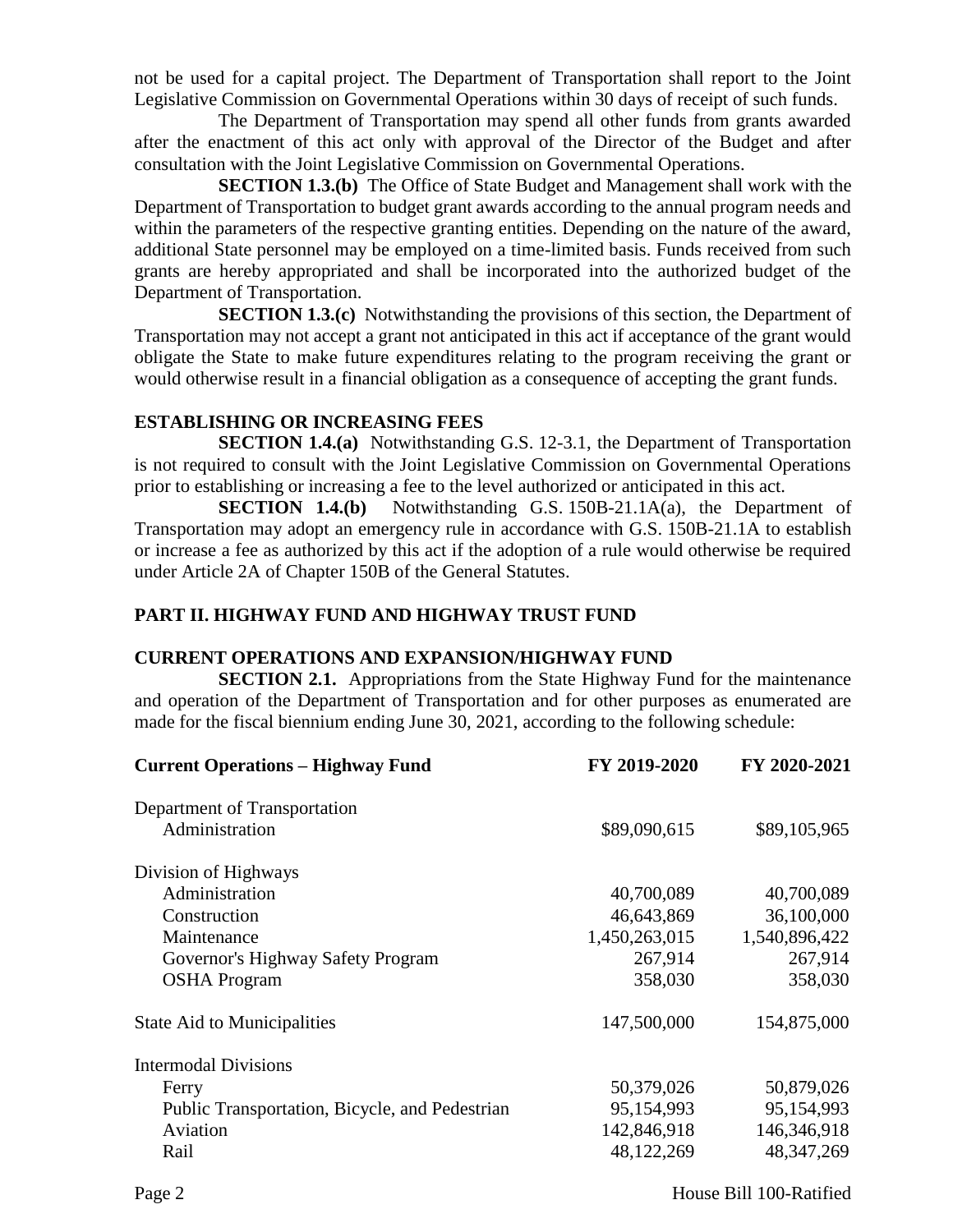not be used for a capital project. The Department of Transportation shall report to the Joint Legislative Commission on Governmental Operations within 30 days of receipt of such funds.

The Department of Transportation may spend all other funds from grants awarded after the enactment of this act only with approval of the Director of the Budget and after consultation with the Joint Legislative Commission on Governmental Operations.

**SECTION 1.3.(b)** The Office of State Budget and Management shall work with the Department of Transportation to budget grant awards according to the annual program needs and within the parameters of the respective granting entities. Depending on the nature of the award, additional State personnel may be employed on a time-limited basis. Funds received from such grants are hereby appropriated and shall be incorporated into the authorized budget of the Department of Transportation.

**SECTION 1.3.(c)** Notwithstanding the provisions of this section, the Department of Transportation may not accept a grant not anticipated in this act if acceptance of the grant would obligate the State to make future expenditures relating to the program receiving the grant or would otherwise result in a financial obligation as a consequence of accepting the grant funds.

**ESTABLISHING OR INCREASING FEES**

**SECTION 1.4.(a)** Notwithstanding G.S. 12-3.1, the Department of Transportation is not required to consult with the Joint Legislative Commission on Governmental Operations prior to establishing or increasing a fee to the level authorized or anticipated in this act.

**SECTION 1.4.(b)** Notwithstanding G.S. 150B-21.1A(a), the Department of Transportation may adopt an emergency rule in accordance with G.S. 150B-21.1A to establish or increase a fee as authorized by this act if the adoption of a rule would otherwise be required under Article 2A of Chapter 150B of the General Statutes.

## PART II. HIGHWAY FUND AND HIGHWAY TRUST FUND

**CURRENT OPERATIONS AND EXPANSION/HIGHWAY FUND**

**SECTION 2.1.** Appropriations from the State Highway Fund for the maintenance and operation of the Department of Transportation and for other purposes as enumerated are made for the fiscal biennium ending June 30, 2021, according to the following schedule:

| Current Operations – Highway Fund | FY 2019-2020 | FY 2020-2021 |
|---|---|---|
| Department of Transportation | | |
| Administration | $89,090,615 | $89,105,965 |
| Division of Highways | | |
| Administration | 40,700,089 | 40,700,089 |
| Construction | 46,643,869 | 36,100,000 |
| Maintenance | 1,450,263,015 | 1,540,896,422 |
| Governor's Highway Safety Program | 267,914 | 267,914 |
| OSHA Program | 358,030 | 358,030 |
| State Aid to Municipalities | 147,500,000 | 154,875,000 |
| Intermodal Divisions | | |
| Ferry | 50,379,026 | 50,879,026 |
| Public Transportation, Bicycle, and Pedestrian | 95,154,993 | 95,154,993 |
| Aviation | 142,846,918 | 146,346,918 |
| Rail | 48,122,269 | 48,347,269 |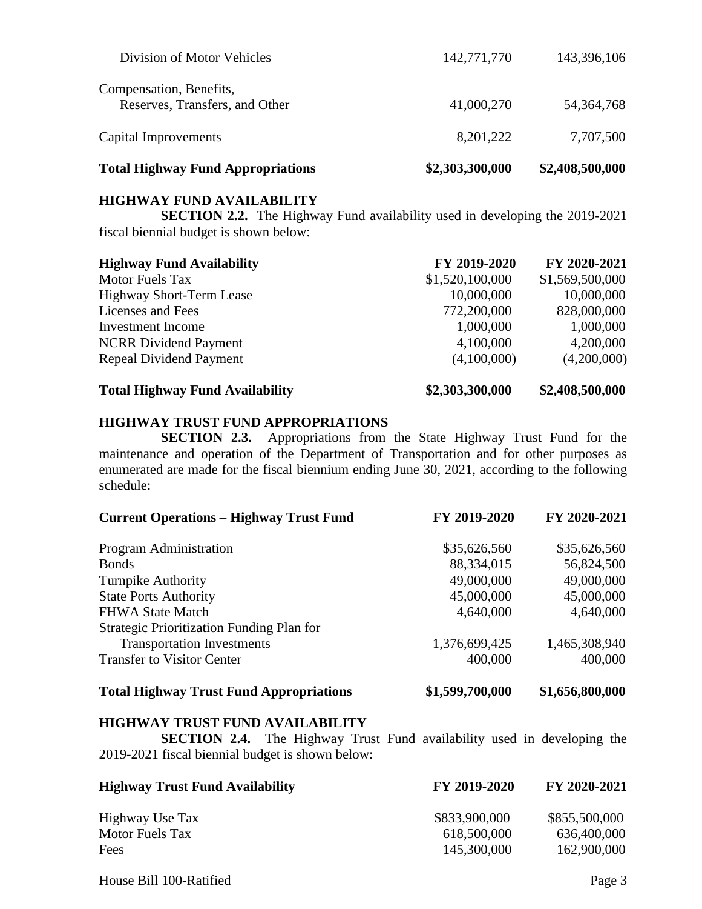| | | |
|---|---|---|
| Division of Motor Vehicles | 142,771,770 | 143,396,106 |
| Compensation, Benefits, Reserves, Transfers, and Other | 41,000,270 | 54,364,768 |
| Capital Improvements | 8,201,222 | 7,707,500 |
| **Total Highway Fund Appropriations** | **$2,303,300,000** | **$2,408,500,000** |

**HIGHWAY FUND AVAILABILITY**

**SECTION 2.2.** The Highway Fund availability used in developing the 2019-2021 fiscal biennial budget is shown below:

| **Highway Fund Availability** | **FY 2019-2020** | **FY 2020-2021** |
|---|---|---|
| Motor Fuels Tax | $1,520,100,000 | $1,569,500,000 |
| Highway Short-Term Lease | 10,000,000 | 10,000,000 |
| Licenses and Fees | 772,200,000 | 828,000,000 |
| Investment Income | 1,000,000 | 1,000,000 |
| NCRR Dividend Payment | 4,100,000 | 4,200,000 |
| Repeal Dividend Payment | (4,100,000) | (4,200,000) |
| **Total Highway Fund Availability** | **$2,303,300,000** | **$2,408,500,000** |

**HIGHWAY TRUST FUND APPROPRIATIONS**

**SECTION 2.3.** Appropriations from the State Highway Trust Fund for the maintenance and operation of the Department of Transportation and for other purposes as enumerated are made for the fiscal biennium ending June 30, 2021, according to the following schedule:

| **Current Operations – Highway Trust Fund** | **FY 2019-2020** | **FY 2020-2021** |
|---|---|---|
| Program Administration | $35,626,560 | $35,626,560 |
| Bonds | 88,334,015 | 56,824,500 |
| Turnpike Authority | 49,000,000 | 49,000,000 |
| State Ports Authority | 45,000,000 | 45,000,000 |
| FHWA State Match | 4,640,000 | 4,640,000 |
| Strategic Prioritization Funding Plan for Transportation Investments | 1,376,699,425 | 1,465,308,940 |
| Transfer to Visitor Center | 400,000 | 400,000 |
| **Total Highway Trust Fund Appropriations** | **$1,599,700,000** | **$1,656,800,000** |

**HIGHWAY TRUST FUND AVAILABILITY**

**SECTION 2.4.** The Highway Trust Fund availability used in developing the 2019-2021 fiscal biennial budget is shown below:

| **Highway Trust Fund Availability** | **FY 2019-2020** | **FY 2020-2021** |
|---|---|---|
| Highway Use Tax | $833,900,000 | $855,500,000 |
| Motor Fuels Tax | 618,500,000 | 636,400,000 |
| Fees | 145,300,000 | 162,900,000 |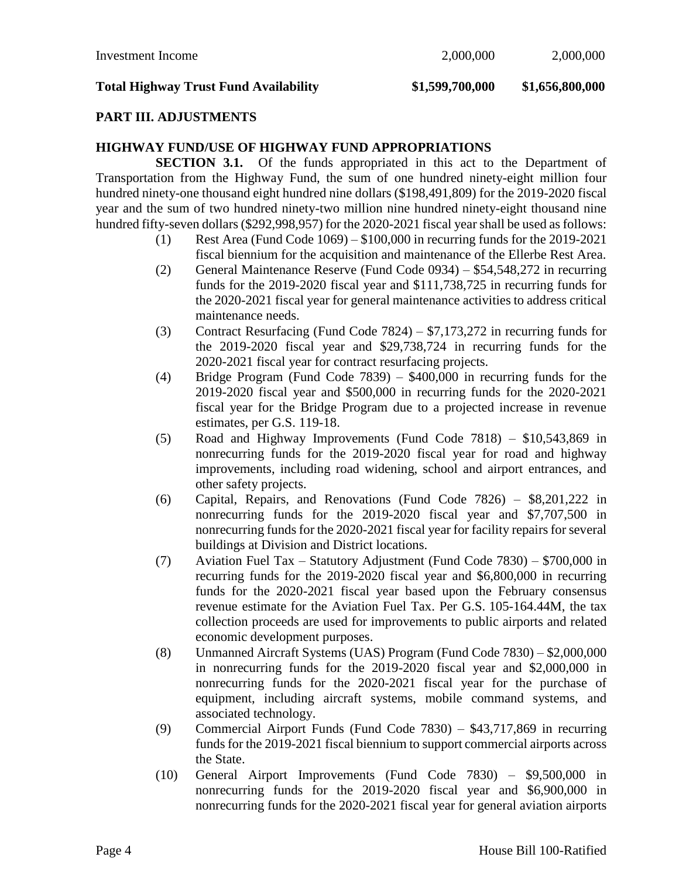| | | |
|---|---|---|
| Investment Income | 2,000,000 | 2,000,000 |
| **Total Highway Trust Fund Availability** | **$1,599,700,000** | **$1,656,800,000** |

## PART III. ADJUSTMENTS

### HIGHWAY FUND/USE OF HIGHWAY FUND APPROPRIATIONS

**SECTION 3.1.** Of the funds appropriated in this act to the Department of Transportation from the Highway Fund, the sum of one hundred ninety-eight million four hundred ninety-one thousand eight hundred nine dollars ($198,491,809) for the 2019-2020 fiscal year and the sum of two hundred ninety-two million nine hundred ninety-eight thousand nine hundred fifty-seven dollars ($292,998,957) for the 2020-2021 fiscal year shall be used as follows:

(1) Rest Area (Fund Code 1069) – $100,000 in recurring funds for the 2019-2021 fiscal biennium for the acquisition and maintenance of the Ellerbe Rest Area.

(2) General Maintenance Reserve (Fund Code 0934) – $54,548,272 in recurring funds for the 2019-2020 fiscal year and $111,738,725 in recurring funds for the 2020-2021 fiscal year for general maintenance activities to address critical maintenance needs.

(3) Contract Resurfacing (Fund Code 7824) – $7,173,272 in recurring funds for the 2019-2020 fiscal year and $29,738,724 in recurring funds for the 2020-2021 fiscal year for contract resurfacing projects.

(4) Bridge Program (Fund Code 7839) – $400,000 in recurring funds for the 2019-2020 fiscal year and $500,000 in recurring funds for the 2020-2021 fiscal year for the Bridge Program due to a projected increase in revenue estimates, per G.S. 119-18.

(5) Road and Highway Improvements (Fund Code 7818) – $10,543,869 in nonrecurring funds for the 2019-2020 fiscal year for road and highway improvements, including road widening, school and airport entrances, and other safety projects.

(6) Capital, Repairs, and Renovations (Fund Code 7826) – $8,201,222 in nonrecurring funds for the 2019-2020 fiscal year and $7,707,500 in nonrecurring funds for the 2020-2021 fiscal year for facility repairs for several buildings at Division and District locations.

(7) Aviation Fuel Tax – Statutory Adjustment (Fund Code 7830) – $700,000 in recurring funds for the 2019-2020 fiscal year and $6,800,000 in recurring funds for the 2020-2021 fiscal year based upon the February consensus revenue estimate for the Aviation Fuel Tax. Per G.S. 105-164.44M, the tax collection proceeds are used for improvements to public airports and related economic development purposes.

(8) Unmanned Aircraft Systems (UAS) Program (Fund Code 7830) – $2,000,000 in nonrecurring funds for the 2019-2020 fiscal year and $2,000,000 in nonrecurring funds for the 2020-2021 fiscal year for the purchase of equipment, including aircraft systems, mobile command systems, and associated technology.

(9) Commercial Airport Funds (Fund Code 7830) – $43,717,869 in recurring funds for the 2019-2021 fiscal biennium to support commercial airports across the State.

(10) General Airport Improvements (Fund Code 7830) – $9,500,000 in nonrecurring funds for the 2019-2020 fiscal year and $6,900,000 in nonrecurring funds for the 2020-2021 fiscal year for general aviation airports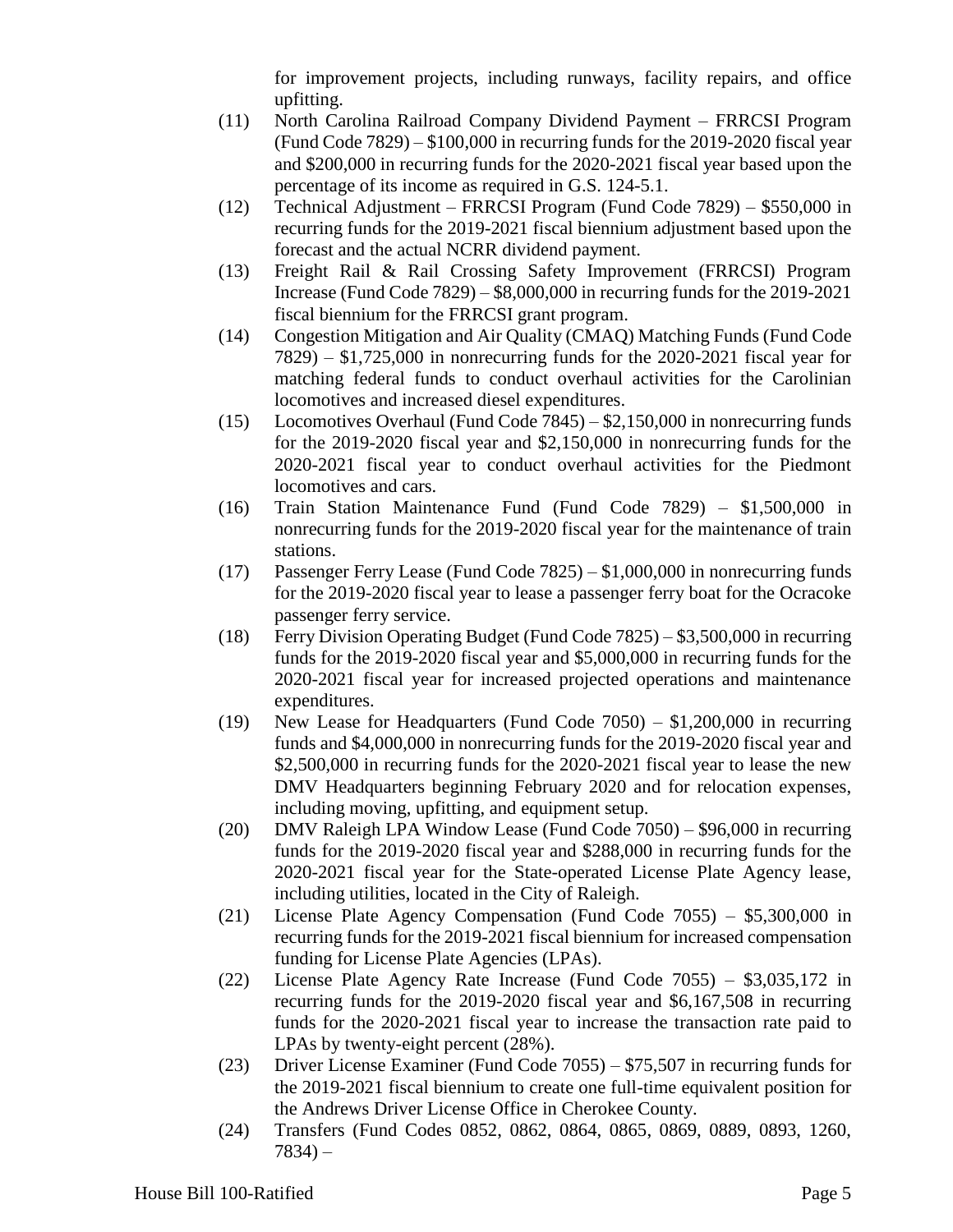for improvement projects, including runways, facility repairs, and office upfitting.

(11) North Carolina Railroad Company Dividend Payment – FRRCSI Program (Fund Code 7829) – $100,000 in recurring funds for the 2019-2020 fiscal year and $200,000 in recurring funds for the 2020-2021 fiscal year based upon the percentage of its income as required in G.S. 124-5.1.

(12) Technical Adjustment – FRRCSI Program (Fund Code 7829) – $550,000 in recurring funds for the 2019-2021 fiscal biennium adjustment based upon the forecast and the actual NCRR dividend payment.

(13) Freight Rail & Rail Crossing Safety Improvement (FRRCSI) Program Increase (Fund Code 7829) – $8,000,000 in recurring funds for the 2019-2021 fiscal biennium for the FRRCSI grant program.

(14) Congestion Mitigation and Air Quality (CMAQ) Matching Funds (Fund Code 7829) – $1,725,000 in nonrecurring funds for the 2020-2021 fiscal year for matching federal funds to conduct overhaul activities for the Carolinian locomotives and increased diesel expenditures.

(15) Locomotives Overhaul (Fund Code 7845) – $2,150,000 in nonrecurring funds for the 2019-2020 fiscal year and $2,150,000 in nonrecurring funds for the 2020-2021 fiscal year to conduct overhaul activities for the Piedmont locomotives and cars.

(16) Train Station Maintenance Fund (Fund Code 7829) – $1,500,000 in nonrecurring funds for the 2019-2020 fiscal year for the maintenance of train stations.

(17) Passenger Ferry Lease (Fund Code 7825) – $1,000,000 in nonrecurring funds for the 2019-2020 fiscal year to lease a passenger ferry boat for the Ocracoke passenger ferry service.

(18) Ferry Division Operating Budget (Fund Code 7825) – $3,500,000 in recurring funds for the 2019-2020 fiscal year and $5,000,000 in recurring funds for the 2020-2021 fiscal year for increased projected operations and maintenance expenditures.

(19) New Lease for Headquarters (Fund Code 7050) – $1,200,000 in recurring funds and $4,000,000 in nonrecurring funds for the 2019-2020 fiscal year and $2,500,000 in recurring funds for the 2020-2021 fiscal year to lease the new DMV Headquarters beginning February 2020 and for relocation expenses, including moving, upfitting, and equipment setup.

(20) DMV Raleigh LPA Window Lease (Fund Code 7050) – $96,000 in recurring funds for the 2019-2020 fiscal year and $288,000 in recurring funds for the 2020-2021 fiscal year for the State-operated License Plate Agency lease, including utilities, located in the City of Raleigh.

(21) License Plate Agency Compensation (Fund Code 7055) – $5,300,000 in recurring funds for the 2019-2021 fiscal biennium for increased compensation funding for License Plate Agencies (LPAs).

(22) License Plate Agency Rate Increase (Fund Code 7055) – $3,035,172 in recurring funds for the 2019-2020 fiscal year and $6,167,508 in recurring funds for the 2020-2021 fiscal year to increase the transaction rate paid to LPAs by twenty-eight percent (28%).

(23) Driver License Examiner (Fund Code 7055) – $75,507 in recurring funds for the 2019-2021 fiscal biennium to create one full-time equivalent position for the Andrews Driver License Office in Cherokee County.

(24) Transfers (Fund Codes 0852, 0862, 0864, 0865, 0869, 0889, 0893, 1260, 7834) –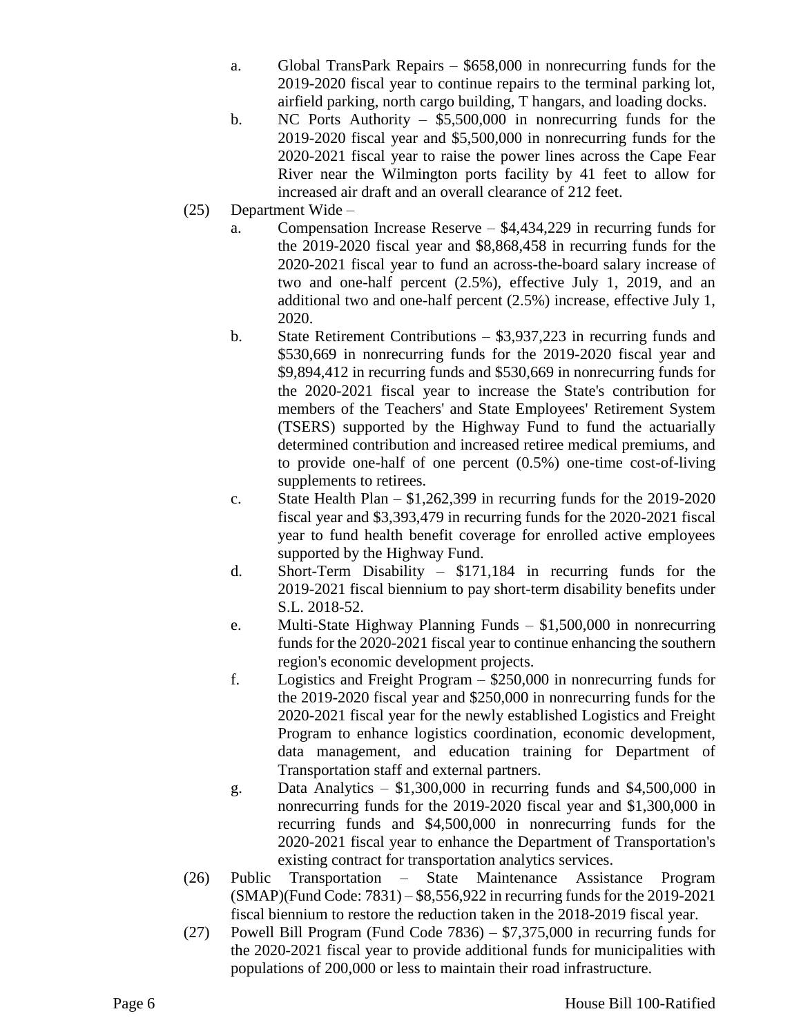a. Global TransPark Repairs – $658,000 in nonrecurring funds for the 2019-2020 fiscal year to continue repairs to the terminal parking lot, airfield parking, north cargo building, T hangars, and loading docks.

b. NC Ports Authority – $5,500,000 in nonrecurring funds for the 2019-2020 fiscal year and $5,500,000 in nonrecurring funds for the 2020-2021 fiscal year to raise the power lines across the Cape Fear River near the Wilmington ports facility by 41 feet to allow for increased air draft and an overall clearance of 212 feet.

(25) Department Wide –

a. Compensation Increase Reserve – $4,434,229 in recurring funds for the 2019-2020 fiscal year and $8,868,458 in recurring funds for the 2020-2021 fiscal year to fund an across-the-board salary increase of two and one-half percent (2.5%), effective July 1, 2019, and an additional two and one-half percent (2.5%) increase, effective July 1, 2020.

b. State Retirement Contributions – $3,937,223 in recurring funds and $530,669 in nonrecurring funds for the 2019-2020 fiscal year and $9,894,412 in recurring funds and $530,669 in nonrecurring funds for the 2020-2021 fiscal year to increase the State's contribution for members of the Teachers' and State Employees' Retirement System (TSERS) supported by the Highway Fund to fund the actuarially determined contribution and increased retiree medical premiums, and to provide one-half of one percent (0.5%) one-time cost-of-living supplements to retirees.

c. State Health Plan – $1,262,399 in recurring funds for the 2019-2020 fiscal year and $3,393,479 in recurring funds for the 2020-2021 fiscal year to fund health benefit coverage for enrolled active employees supported by the Highway Fund.

d. Short-Term Disability – $171,184 in recurring funds for the 2019-2021 fiscal biennium to pay short-term disability benefits under S.L. 2018-52.

e. Multi-State Highway Planning Funds – $1,500,000 in nonrecurring funds for the 2020-2021 fiscal year to continue enhancing the southern region's economic development projects.

f. Logistics and Freight Program – $250,000 in nonrecurring funds for the 2019-2020 fiscal year and $250,000 in nonrecurring funds for the 2020-2021 fiscal year for the newly established Logistics and Freight Program to enhance logistics coordination, economic development, data management, and education training for Department of Transportation staff and external partners.

g. Data Analytics – $1,300,000 in recurring funds and $4,500,000 in nonrecurring funds for the 2019-2020 fiscal year and $1,300,000 in recurring funds and $4,500,000 in nonrecurring funds for the 2020-2021 fiscal year to enhance the Department of Transportation's existing contract for transportation analytics services.

(26) Public Transportation – State Maintenance Assistance Program (SMAP)(Fund Code: 7831) – $8,556,922 in recurring funds for the 2019-2021 fiscal biennium to restore the reduction taken in the 2018-2019 fiscal year.

(27) Powell Bill Program (Fund Code 7836) – $7,375,000 in recurring funds for the 2020-2021 fiscal year to provide additional funds for municipalities with populations of 200,000 or less to maintain their road infrastructure.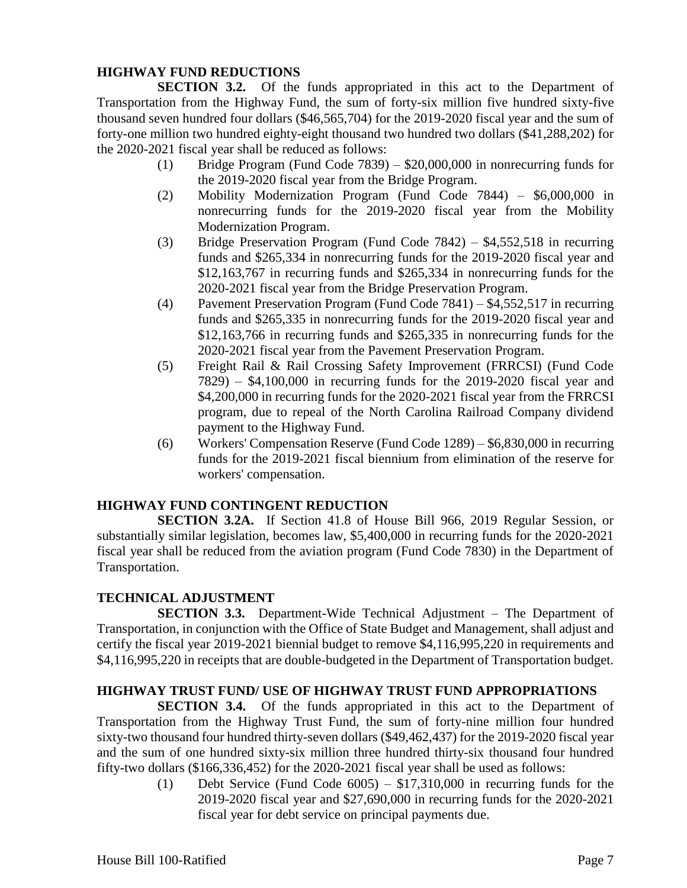**HIGHWAY FUND REDUCTIONS**

**SECTION 3.2.** Of the funds appropriated in this act to the Department of Transportation from the Highway Fund, the sum of forty-six million five hundred sixty-five thousand seven hundred four dollars ($46,565,704) for the 2019-2020 fiscal year and the sum of forty-one million two hundred eighty-eight thousand two hundred two dollars ($41,288,202) for the 2020-2021 fiscal year shall be reduced as follows:

(1) Bridge Program (Fund Code 7839) – $20,000,000 in nonrecurring funds for the 2019-2020 fiscal year from the Bridge Program.

(2) Mobility Modernization Program (Fund Code 7844) – $6,000,000 in nonrecurring funds for the 2019-2020 fiscal year from the Mobility Modernization Program.

(3) Bridge Preservation Program (Fund Code 7842) – $4,552,518 in recurring funds and $265,334 in nonrecurring funds for the 2019-2020 fiscal year and $12,163,767 in recurring funds and $265,334 in nonrecurring funds for the 2020-2021 fiscal year from the Bridge Preservation Program.

(4) Pavement Preservation Program (Fund Code 7841) – $4,552,517 in recurring funds and $265,335 in nonrecurring funds for the 2019-2020 fiscal year and $12,163,766 in recurring funds and $265,335 in nonrecurring funds for the 2020-2021 fiscal year from the Pavement Preservation Program.

(5) Freight Rail & Rail Crossing Safety Improvement (FRRCSI) (Fund Code 7829) – $4,100,000 in recurring funds for the 2019-2020 fiscal year and $4,200,000 in recurring funds for the 2020-2021 fiscal year from the FRRCSI program, due to repeal of the North Carolina Railroad Company dividend payment to the Highway Fund.

(6) Workers' Compensation Reserve (Fund Code 1289) – $6,830,000 in recurring funds for the 2019-2021 fiscal biennium from elimination of the reserve for workers' compensation.

**HIGHWAY FUND CONTINGENT REDUCTION**

**SECTION 3.2A.** If Section 41.8 of House Bill 966, 2019 Regular Session, or substantially similar legislation, becomes law, $5,400,000 in recurring funds for the 2020-2021 fiscal year shall be reduced from the aviation program (Fund Code 7830) in the Department of Transportation.

**TECHNICAL ADJUSTMENT**

**SECTION 3.3.** Department-Wide Technical Adjustment – The Department of Transportation, in conjunction with the Office of State Budget and Management, shall adjust and certify the fiscal year 2019-2021 biennial budget to remove $4,116,995,220 in requirements and $4,116,995,220 in receipts that are double-budgeted in the Department of Transportation budget.

**HIGHWAY TRUST FUND/ USE OF HIGHWAY TRUST FUND APPROPRIATIONS**

**SECTION 3.4.** Of the funds appropriated in this act to the Department of Transportation from the Highway Trust Fund, the sum of forty-nine million four hundred sixty-two thousand four hundred thirty-seven dollars ($49,462,437) for the 2019-2020 fiscal year and the sum of one hundred sixty-six million three hundred thirty-six thousand four hundred fifty-two dollars ($166,336,452) for the 2020-2021 fiscal year shall be used as follows:

(1) Debt Service (Fund Code 6005) – $17,310,000 in recurring funds for the 2019-2020 fiscal year and $27,690,000 in recurring funds for the 2020-2021 fiscal year for debt service on principal payments due.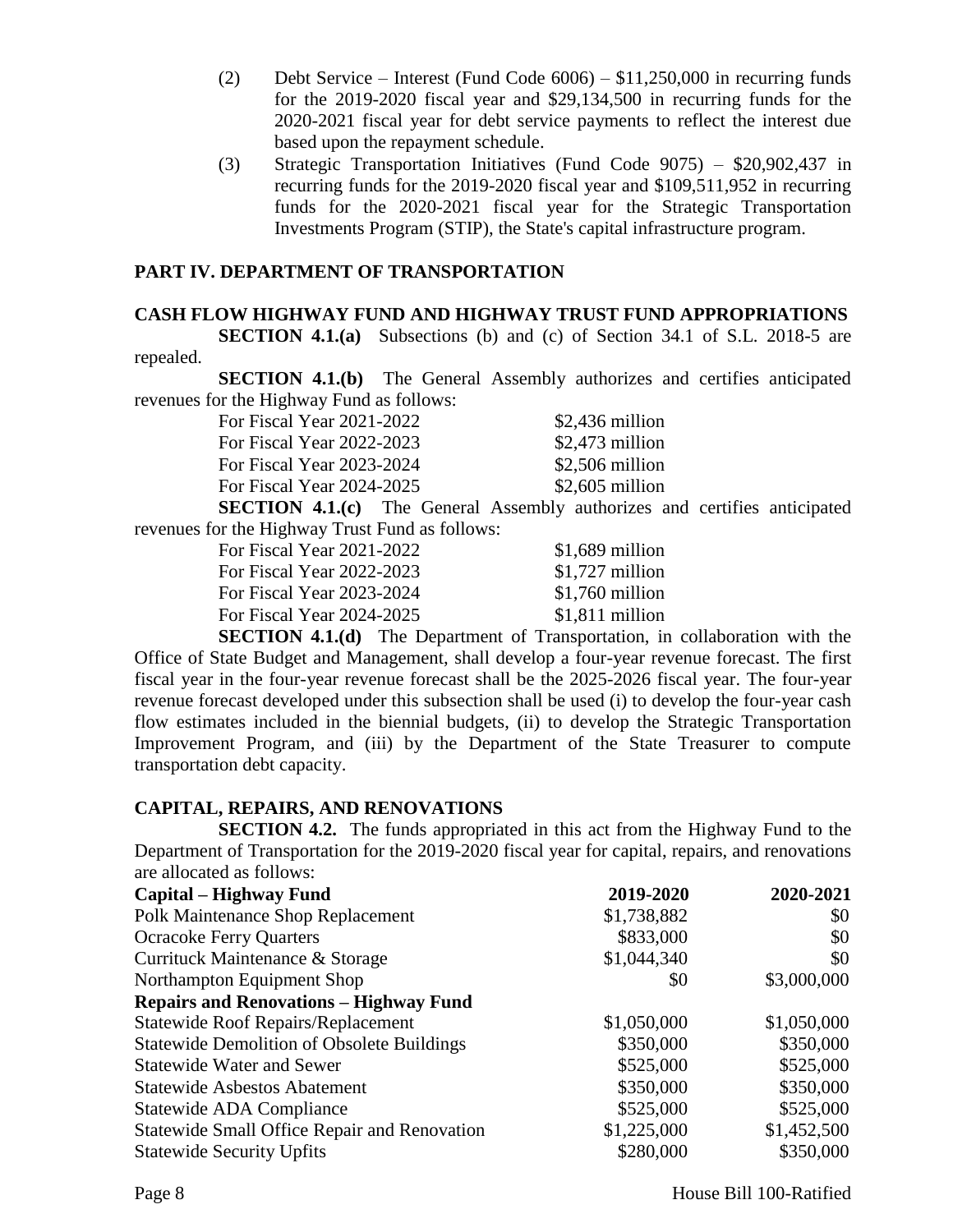(2) Debt Service – Interest (Fund Code 6006) – $11,250,000 in recurring funds for the 2019-2020 fiscal year and $29,134,500 in recurring funds for the 2020-2021 fiscal year for debt service payments to reflect the interest due based upon the repayment schedule.

(3) Strategic Transportation Initiatives (Fund Code 9075) – $20,902,437 in recurring funds for the 2019-2020 fiscal year and $109,511,952 in recurring funds for the 2020-2021 fiscal year for the Strategic Transportation Investments Program (STIP), the State's capital infrastructure program.

## PART IV. DEPARTMENT OF TRANSPORTATION

### CASH FLOW HIGHWAY FUND AND HIGHWAY TRUST FUND APPROPRIATIONS

**SECTION 4.1.(a)** Subsections (b) and (c) of Section 34.1 of S.L. 2018-5 are repealed.

**SECTION 4.1.(b)** The General Assembly authorizes and certifies anticipated revenues for the Highway Fund as follows:

| | |
|---|---|
| For Fiscal Year 2021-2022 | $2,436 million |
| For Fiscal Year 2022-2023 | $2,473 million |
| For Fiscal Year 2023-2024 | $2,506 million |
| For Fiscal Year 2024-2025 | $2,605 million |

**SECTION 4.1.(c)** The General Assembly authorizes and certifies anticipated revenues for the Highway Trust Fund as follows:

| | |
|---|---|
| For Fiscal Year 2021-2022 | $1,689 million |
| For Fiscal Year 2022-2023 | $1,727 million |
| For Fiscal Year 2023-2024 | $1,760 million |
| For Fiscal Year 2024-2025 | $1,811 million |

**SECTION 4.1.(d)** The Department of Transportation, in collaboration with the Office of State Budget and Management, shall develop a four-year revenue forecast. The first fiscal year in the four-year revenue forecast shall be the 2025-2026 fiscal year. The four-year revenue forecast developed under this subsection shall be used (i) to develop the four-year cash flow estimates included in the biennial budgets, (ii) to develop the Strategic Transportation Improvement Program, and (iii) by the Department of the State Treasurer to compute transportation debt capacity.

### CAPITAL, REPAIRS, AND RENOVATIONS

**SECTION 4.2.** The funds appropriated in this act from the Highway Fund to the Department of Transportation for the 2019-2020 fiscal year for capital, repairs, and renovations are allocated as follows:

| **Capital – Highway Fund** | **2019-2020** | **2020-2021** |
|---|---|---|
| Polk Maintenance Shop Replacement | $1,738,882 | $0 |
| Ocracoke Ferry Quarters | $833,000 | $0 |
| Currituck Maintenance & Storage | $1,044,340 | $0 |
| Northampton Equipment Shop | $0 | $3,000,000 |
| **Repairs and Renovations – Highway Fund** | | |
| Statewide Roof Repairs/Replacement | $1,050,000 | $1,050,000 |
| Statewide Demolition of Obsolete Buildings | $350,000 | $350,000 |
| Statewide Water and Sewer | $525,000 | $525,000 |
| Statewide Asbestos Abatement | $350,000 | $350,000 |
| Statewide ADA Compliance | $525,000 | $525,000 |
| Statewide Small Office Repair and Renovation | $1,225,000 | $1,452,500 |
| Statewide Security Upfits | $280,000 | $350,000 |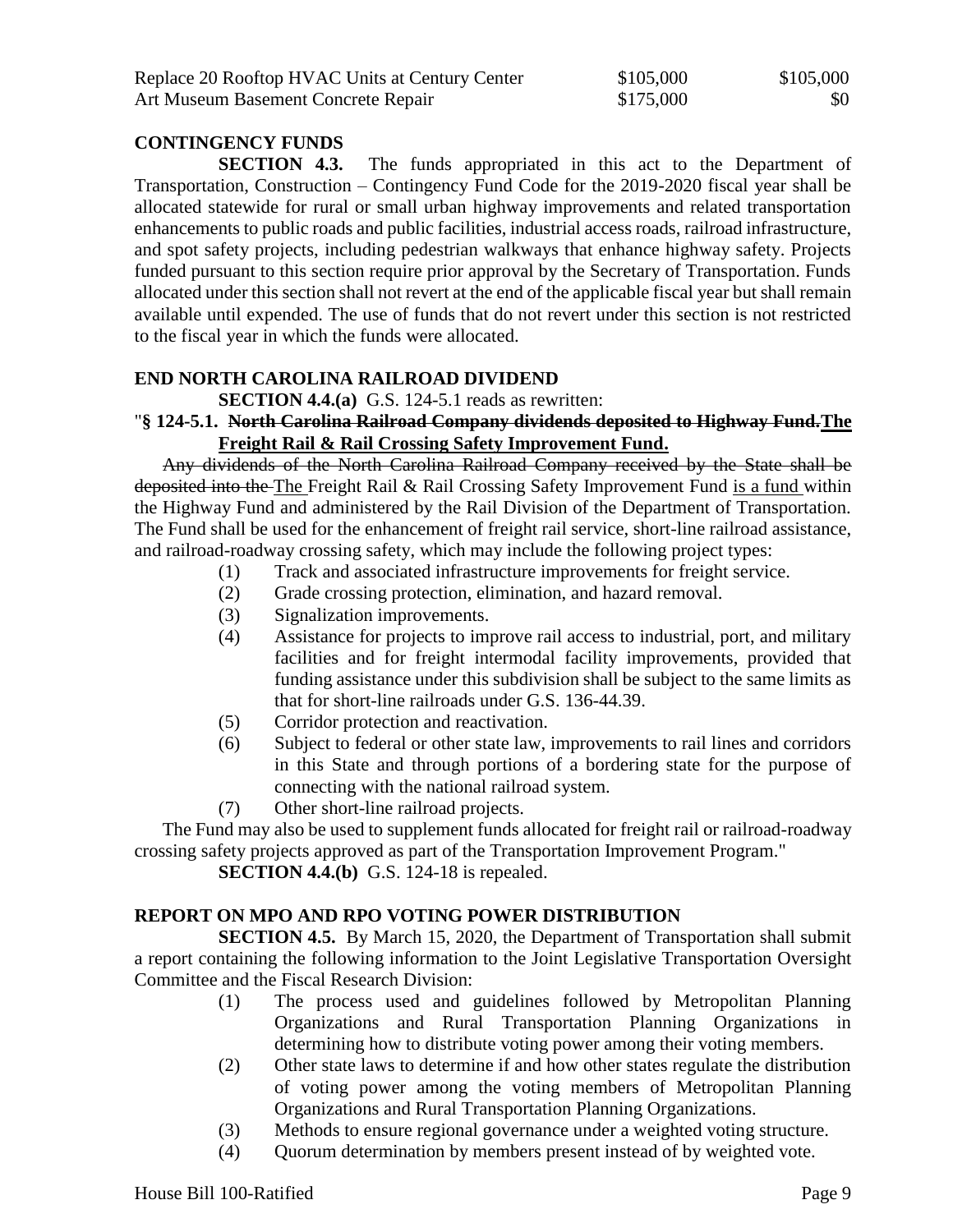| | | |
|---|---|---|
| Replace 20 Rooftop HVAC Units at Century Center | $105,000 | $105,000 |
| Art Museum Basement Concrete Repair | $175,000 | $0 |

**CONTINGENCY FUNDS**

**SECTION 4.3.** The funds appropriated in this act to the Department of Transportation, Construction – Contingency Fund Code for the 2019-2020 fiscal year shall be allocated statewide for rural or small urban highway improvements and related transportation enhancements to public roads and public facilities, industrial access roads, railroad infrastructure, and spot safety projects, including pedestrian walkways that enhance highway safety. Projects funded pursuant to this section require prior approval by the Secretary of Transportation. Funds allocated under this section shall not revert at the end of the applicable fiscal year but shall remain available until expended. The use of funds that do not revert under this section is not restricted to the fiscal year in which the funds were allocated.

**END NORTH CAROLINA RAILROAD DIVIDEND**

**SECTION 4.4.(a)** G.S. 124-5.1 reads as rewritten:

"**§ 124-5.1. ~~North Carolina Railroad Company dividends deposited to Highway Fund.~~<u>The Freight Rail & Rail Crossing Safety Improvement Fund.</u>**

~~Any dividends of the North Carolina Railroad Company received by the State shall be deposited into the~~ <u>The</u> Freight Rail & Rail Crossing Safety Improvement Fund <u>is a fund</u> within the Highway Fund and administered by the Rail Division of the Department of Transportation. The Fund shall be used for the enhancement of freight rail service, short-line railroad assistance, and railroad-roadway crossing safety, which may include the following project types:

(1) Track and associated infrastructure improvements for freight service.
(2) Grade crossing protection, elimination, and hazard removal.
(3) Signalization improvements.
(4) Assistance for projects to improve rail access to industrial, port, and military facilities and for freight intermodal facility improvements, provided that funding assistance under this subdivision shall be subject to the same limits as that for short-line railroads under G.S. 136-44.39.
(5) Corridor protection and reactivation.
(6) Subject to federal or other state law, improvements to rail lines and corridors in this State and through portions of a bordering state for the purpose of connecting with the national railroad system.
(7) Other short-line railroad projects.

The Fund may also be used to supplement funds allocated for freight rail or railroad-roadway crossing safety projects approved as part of the Transportation Improvement Program."

**SECTION 4.4.(b)** G.S. 124-18 is repealed.

**REPORT ON MPO AND RPO VOTING POWER DISTRIBUTION**

**SECTION 4.5.** By March 15, 2020, the Department of Transportation shall submit a report containing the following information to the Joint Legislative Transportation Oversight Committee and the Fiscal Research Division:

(1) The process used and guidelines followed by Metropolitan Planning Organizations and Rural Transportation Planning Organizations in determining how to distribute voting power among their voting members.
(2) Other state laws to determine if and how other states regulate the distribution of voting power among the voting members of Metropolitan Planning Organizations and Rural Transportation Planning Organizations.
(3) Methods to ensure regional governance under a weighted voting structure.
(4) Quorum determination by members present instead of by weighted vote.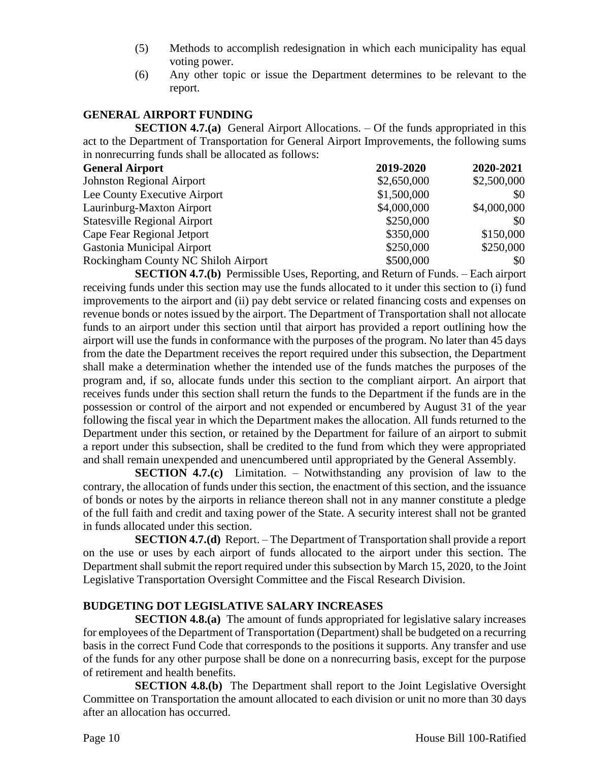(5) Methods to accomplish redesignation in which each municipality has equal voting power.

(6) Any other topic or issue the Department determines to be relevant to the report.

**GENERAL AIRPORT FUNDING**

**SECTION 4.7.(a)** General Airport Allocations. – Of the funds appropriated in this act to the Department of Transportation for General Airport Improvements, the following sums in nonrecurring funds shall be allocated as follows:

| General Airport | 2019-2020 | 2020-2021 |
|---|---|---|
| Johnston Regional Airport | $2,650,000 | $2,500,000 |
| Lee County Executive Airport | $1,500,000 | $0 |
| Laurinburg-Maxton Airport | $4,000,000 | $4,000,000 |
| Statesville Regional Airport | $250,000 | $0 |
| Cape Fear Regional Jetport | $350,000 | $150,000 |
| Gastonia Municipal Airport | $250,000 | $250,000 |
| Rockingham County NC Shiloh Airport | $500,000 | $0 |

**SECTION 4.7.(b)** Permissible Uses, Reporting, and Return of Funds. – Each airport receiving funds under this section may use the funds allocated to it under this section to (i) fund improvements to the airport and (ii) pay debt service or related financing costs and expenses on revenue bonds or notes issued by the airport. The Department of Transportation shall not allocate funds to an airport under this section until that airport has provided a report outlining how the airport will use the funds in conformance with the purposes of the program. No later than 45 days from the date the Department receives the report required under this subsection, the Department shall make a determination whether the intended use of the funds matches the purposes of the program and, if so, allocate funds under this section to the compliant airport. An airport that receives funds under this section shall return the funds to the Department if the funds are in the possession or control of the airport and not expended or encumbered by August 31 of the year following the fiscal year in which the Department makes the allocation. All funds returned to the Department under this section, or retained by the Department for failure of an airport to submit a report under this subsection, shall be credited to the fund from which they were appropriated and shall remain unexpended and unencumbered until appropriated by the General Assembly.

**SECTION 4.7.(c)** Limitation. – Notwithstanding any provision of law to the contrary, the allocation of funds under this section, the enactment of this section, and the issuance of bonds or notes by the airports in reliance thereon shall not in any manner constitute a pledge of the full faith and credit and taxing power of the State. A security interest shall not be granted in funds allocated under this section.

**SECTION 4.7.(d)** Report. – The Department of Transportation shall provide a report on the use or uses by each airport of funds allocated to the airport under this section. The Department shall submit the report required under this subsection by March 15, 2020, to the Joint Legislative Transportation Oversight Committee and the Fiscal Research Division.

**BUDGETING DOT LEGISLATIVE SALARY INCREASES**

**SECTION 4.8.(a)** The amount of funds appropriated for legislative salary increases for employees of the Department of Transportation (Department) shall be budgeted on a recurring basis in the correct Fund Code that corresponds to the positions it supports. Any transfer and use of the funds for any other purpose shall be done on a nonrecurring basis, except for the purpose of retirement and health benefits.

**SECTION 4.8.(b)** The Department shall report to the Joint Legislative Oversight Committee on Transportation the amount allocated to each division or unit no more than 30 days after an allocation has occurred.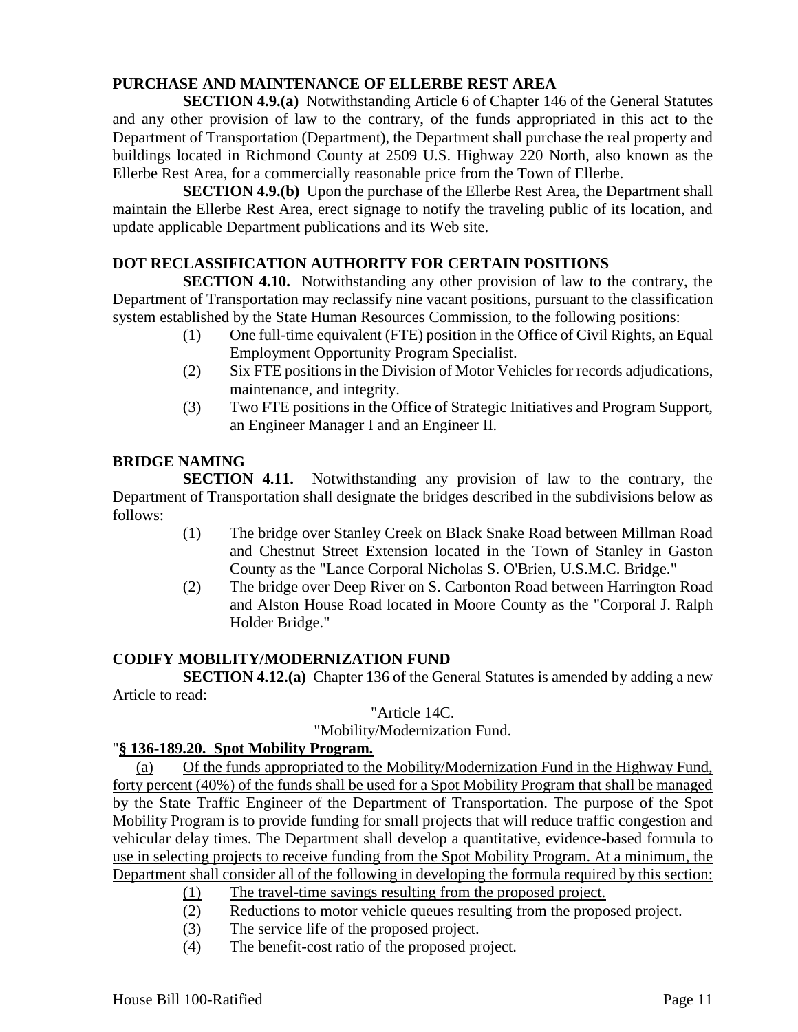**PURCHASE AND MAINTENANCE OF ELLERBE REST AREA**

**SECTION 4.9.(a)** Notwithstanding Article 6 of Chapter 146 of the General Statutes and any other provision of law to the contrary, of the funds appropriated in this act to the Department of Transportation (Department), the Department shall purchase the real property and buildings located in Richmond County at 2509 U.S. Highway 220 North, also known as the Ellerbe Rest Area, for a commercially reasonable price from the Town of Ellerbe.

**SECTION 4.9.(b)** Upon the purchase of the Ellerbe Rest Area, the Department shall maintain the Ellerbe Rest Area, erect signage to notify the traveling public of its location, and update applicable Department publications and its Web site.

**DOT RECLASSIFICATION AUTHORITY FOR CERTAIN POSITIONS**

**SECTION 4.10.** Notwithstanding any other provision of law to the contrary, the Department of Transportation may reclassify nine vacant positions, pursuant to the classification system established by the State Human Resources Commission, to the following positions:

(1) One full-time equivalent (FTE) position in the Office of Civil Rights, an Equal Employment Opportunity Program Specialist.

(2) Six FTE positions in the Division of Motor Vehicles for records adjudications, maintenance, and integrity.

(3) Two FTE positions in the Office of Strategic Initiatives and Program Support, an Engineer Manager I and an Engineer II.

**BRIDGE NAMING**

**SECTION 4.11.** Notwithstanding any provision of law to the contrary, the Department of Transportation shall designate the bridges described in the subdivisions below as follows:

(1) The bridge over Stanley Creek on Black Snake Road between Millman Road and Chestnut Street Extension located in the Town of Stanley in Gaston County as the "Lance Corporal Nicholas S. O'Brien, U.S.M.C. Bridge."

(2) The bridge over Deep River on S. Carbonton Road between Harrington Road and Alston House Road located in Moore County as the "Corporal J. Ralph Holder Bridge."

**CODIFY MOBILITY/MODERNIZATION FUND**

**SECTION 4.12.(a)** Chapter 136 of the General Statutes is amended by adding a new Article to read:

"Article 14C.

"Mobility/Modernization Fund.

"**§ 136-189.20. Spot Mobility Program.**

(a) Of the funds appropriated to the Mobility/Modernization Fund in the Highway Fund, forty percent (40%) of the funds shall be used for a Spot Mobility Program that shall be managed by the State Traffic Engineer of the Department of Transportation. The purpose of the Spot Mobility Program is to provide funding for small projects that will reduce traffic congestion and vehicular delay times. The Department shall develop a quantitative, evidence-based formula to use in selecting projects to receive funding from the Spot Mobility Program. At a minimum, the Department shall consider all of the following in developing the formula required by this section:

(1) The travel-time savings resulting from the proposed project.

(2) Reductions to motor vehicle queues resulting from the proposed project.

(3) The service life of the proposed project.

(4) The benefit-cost ratio of the proposed project.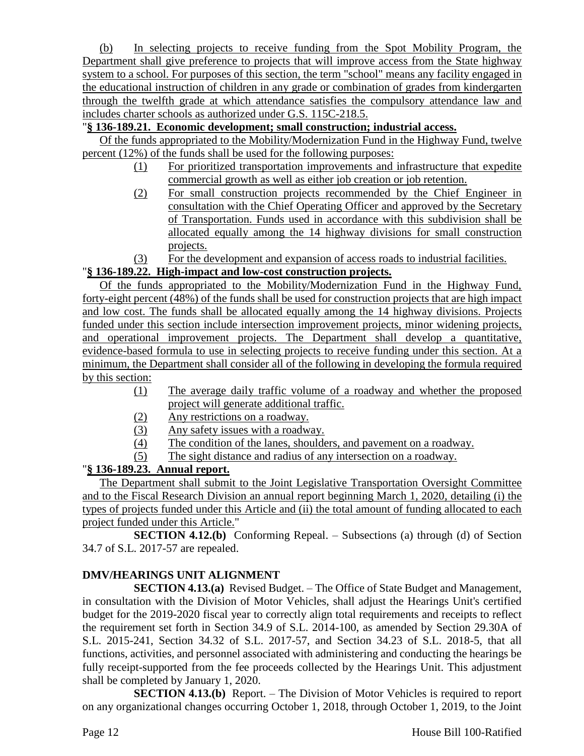(b) In selecting projects to receive funding from the Spot Mobility Program, the Department shall give preference to projects that will improve access from the State highway system to a school. For purposes of this section, the term "school" means any facility engaged in the educational instruction of children in any grade or combination of grades from kindergarten through the twelfth grade at which attendance satisfies the compulsory attendance law and includes charter schools as authorized under G.S. 115C-218.5.

"**§ 136-189.21. Economic development; small construction; industrial access.**

Of the funds appropriated to the Mobility/Modernization Fund in the Highway Fund, twelve percent (12%) of the funds shall be used for the following purposes:

(1) For prioritized transportation improvements and infrastructure that expedite commercial growth as well as either job creation or job retention.

(2) For small construction projects recommended by the Chief Engineer in consultation with the Chief Operating Officer and approved by the Secretary of Transportation. Funds used in accordance with this subdivision shall be allocated equally among the 14 highway divisions for small construction projects.

(3) For the development and expansion of access roads to industrial facilities.

"**§ 136-189.22. High-impact and low-cost construction projects.**

Of the funds appropriated to the Mobility/Modernization Fund in the Highway Fund, forty-eight percent (48%) of the funds shall be used for construction projects that are high impact and low cost. The funds shall be allocated equally among the 14 highway divisions. Projects funded under this section include intersection improvement projects, minor widening projects, and operational improvement projects. The Department shall develop a quantitative, evidence-based formula to use in selecting projects to receive funding under this section. At a minimum, the Department shall consider all of the following in developing the formula required by this section:

(1) The average daily traffic volume of a roadway and whether the proposed project will generate additional traffic.

(2) Any restrictions on a roadway.

(3) Any safety issues with a roadway.

(4) The condition of the lanes, shoulders, and pavement on a roadway.

(5) The sight distance and radius of any intersection on a roadway.

"**§ 136-189.23. Annual report.**

The Department shall submit to the Joint Legislative Transportation Oversight Committee and to the Fiscal Research Division an annual report beginning March 1, 2020, detailing (i) the types of projects funded under this Article and (ii) the total amount of funding allocated to each project funded under this Article."

**SECTION 4.12.(b)** Conforming Repeal. – Subsections (a) through (d) of Section 34.7 of S.L. 2017-57 are repealed.

**DMV/HEARINGS UNIT ALIGNMENT**

**SECTION 4.13.(a)** Revised Budget. – The Office of State Budget and Management, in consultation with the Division of Motor Vehicles, shall adjust the Hearings Unit's certified budget for the 2019-2020 fiscal year to correctly align total requirements and receipts to reflect the requirement set forth in Section 34.9 of S.L. 2014-100, as amended by Section 29.30A of S.L. 2015-241, Section 34.32 of S.L. 2017-57, and Section 34.23 of S.L. 2018-5, that all functions, activities, and personnel associated with administering and conducting the hearings be fully receipt-supported from the fee proceeds collected by the Hearings Unit. This adjustment shall be completed by January 1, 2020.

**SECTION 4.13.(b)** Report. – The Division of Motor Vehicles is required to report on any organizational changes occurring October 1, 2018, through October 1, 2019, to the Joint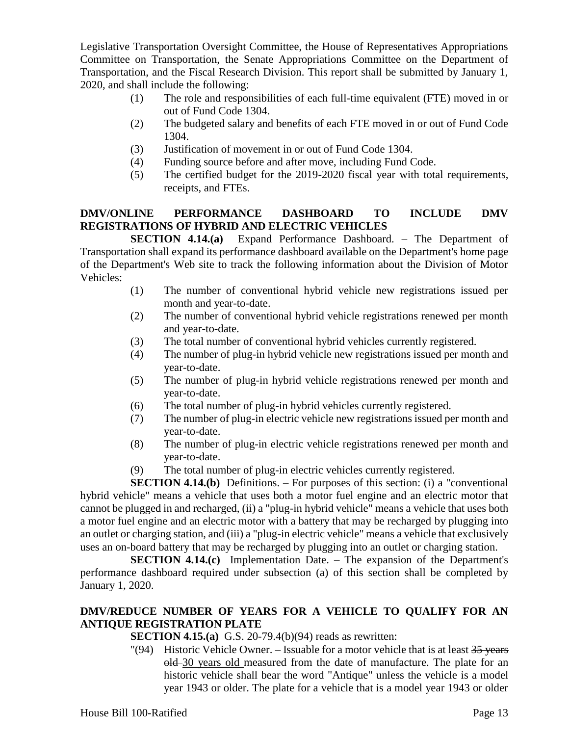Legislative Transportation Oversight Committee, the House of Representatives Appropriations Committee on Transportation, the Senate Appropriations Committee on the Department of Transportation, and the Fiscal Research Division. This report shall be submitted by January 1, 2020, and shall include the following:

(1) The role and responsibilities of each full-time equivalent (FTE) moved in or out of Fund Code 1304.
(2) The budgeted salary and benefits of each FTE moved in or out of Fund Code 1304.
(3) Justification of movement in or out of Fund Code 1304.
(4) Funding source before and after move, including Fund Code.
(5) The certified budget for the 2019-2020 fiscal year with total requirements, receipts, and FTEs.

**DMV/ONLINE PERFORMANCE DASHBOARD TO INCLUDE DMV REGISTRATIONS OF HYBRID AND ELECTRIC VEHICLES**

**SECTION 4.14.(a)** Expand Performance Dashboard. – The Department of Transportation shall expand its performance dashboard available on the Department's home page of the Department's Web site to track the following information about the Division of Motor Vehicles:

(1) The number of conventional hybrid vehicle new registrations issued per month and year-to-date.
(2) The number of conventional hybrid vehicle registrations renewed per month and year-to-date.
(3) The total number of conventional hybrid vehicles currently registered.
(4) The number of plug-in hybrid vehicle new registrations issued per month and year-to-date.
(5) The number of plug-in hybrid vehicle registrations renewed per month and year-to-date.
(6) The total number of plug-in hybrid vehicles currently registered.
(7) The number of plug-in electric vehicle new registrations issued per month and year-to-date.
(8) The number of plug-in electric vehicle registrations renewed per month and year-to-date.
(9) The total number of plug-in electric vehicles currently registered.

**SECTION 4.14.(b)** Definitions. – For purposes of this section: (i) a "conventional hybrid vehicle" means a vehicle that uses both a motor fuel engine and an electric motor that cannot be plugged in and recharged, (ii) a "plug-in hybrid vehicle" means a vehicle that uses both a motor fuel engine and an electric motor with a battery that may be recharged by plugging into an outlet or charging station, and (iii) a "plug-in electric vehicle" means a vehicle that exclusively uses an on-board battery that may be recharged by plugging into an outlet or charging station.

**SECTION 4.14.(c)** Implementation Date. – The expansion of the Department's performance dashboard required under subsection (a) of this section shall be completed by January 1, 2020.

**DMV/REDUCE NUMBER OF YEARS FOR A VEHICLE TO QUALIFY FOR AN ANTIQUE REGISTRATION PLATE**

**SECTION 4.15.(a)** G.S. 20-79.4(b)(94) reads as rewritten:

"(94) Historic Vehicle Owner. – Issuable for a motor vehicle that is at least ~~35 years old~~ 30 years old measured from the date of manufacture. The plate for an historic vehicle shall bear the word "Antique" unless the vehicle is a model year 1943 or older. The plate for a vehicle that is a model year 1943 or older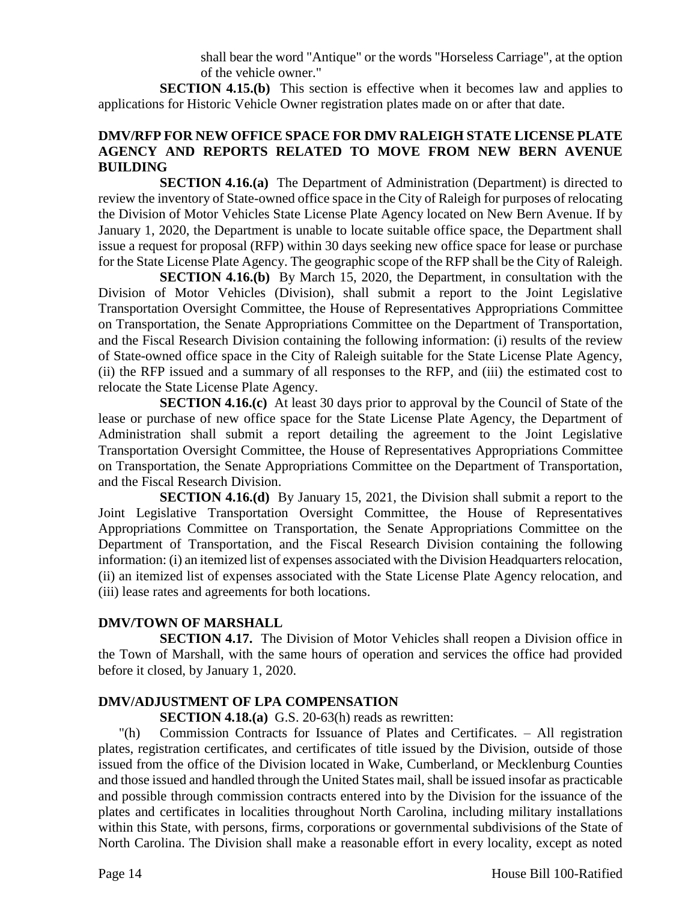shall bear the word "Antique" or the words "Horseless Carriage", at the option of the vehicle owner."

**SECTION 4.15.(b)** This section is effective when it becomes law and applies to applications for Historic Vehicle Owner registration plates made on or after that date.

**DMV/RFP FOR NEW OFFICE SPACE FOR DMV RALEIGH STATE LICENSE PLATE AGENCY AND REPORTS RELATED TO MOVE FROM NEW BERN AVENUE BUILDING**

**SECTION 4.16.(a)** The Department of Administration (Department) is directed to review the inventory of State-owned office space in the City of Raleigh for purposes of relocating the Division of Motor Vehicles State License Plate Agency located on New Bern Avenue. If by January 1, 2020, the Department is unable to locate suitable office space, the Department shall issue a request for proposal (RFP) within 30 days seeking new office space for lease or purchase for the State License Plate Agency. The geographic scope of the RFP shall be the City of Raleigh.

**SECTION 4.16.(b)** By March 15, 2020, the Department, in consultation with the Division of Motor Vehicles (Division), shall submit a report to the Joint Legislative Transportation Oversight Committee, the House of Representatives Appropriations Committee on Transportation, the Senate Appropriations Committee on the Department of Transportation, and the Fiscal Research Division containing the following information: (i) results of the review of State-owned office space in the City of Raleigh suitable for the State License Plate Agency, (ii) the RFP issued and a summary of all responses to the RFP, and (iii) the estimated cost to relocate the State License Plate Agency.

**SECTION 4.16.(c)** At least 30 days prior to approval by the Council of State of the lease or purchase of new office space for the State License Plate Agency, the Department of Administration shall submit a report detailing the agreement to the Joint Legislative Transportation Oversight Committee, the House of Representatives Appropriations Committee on Transportation, the Senate Appropriations Committee on the Department of Transportation, and the Fiscal Research Division.

**SECTION 4.16.(d)** By January 15, 2021, the Division shall submit a report to the Joint Legislative Transportation Oversight Committee, the House of Representatives Appropriations Committee on Transportation, the Senate Appropriations Committee on the Department of Transportation, and the Fiscal Research Division containing the following information: (i) an itemized list of expenses associated with the Division Headquarters relocation, (ii) an itemized list of expenses associated with the State License Plate Agency relocation, and (iii) lease rates and agreements for both locations.

**DMV/TOWN OF MARSHALL**

**SECTION 4.17.** The Division of Motor Vehicles shall reopen a Division office in the Town of Marshall, with the same hours of operation and services the office had provided before it closed, by January 1, 2020.

**DMV/ADJUSTMENT OF LPA COMPENSATION**

**SECTION 4.18.(a)** G.S. 20-63(h) reads as rewritten:

"(h) Commission Contracts for Issuance of Plates and Certificates. – All registration plates, registration certificates, and certificates of title issued by the Division, outside of those issued from the office of the Division located in Wake, Cumberland, or Mecklenburg Counties and those issued and handled through the United States mail, shall be issued insofar as practicable and possible through commission contracts entered into by the Division for the issuance of the plates and certificates in localities throughout North Carolina, including military installations within this State, with persons, firms, corporations or governmental subdivisions of the State of North Carolina. The Division shall make a reasonable effort in every locality, except as noted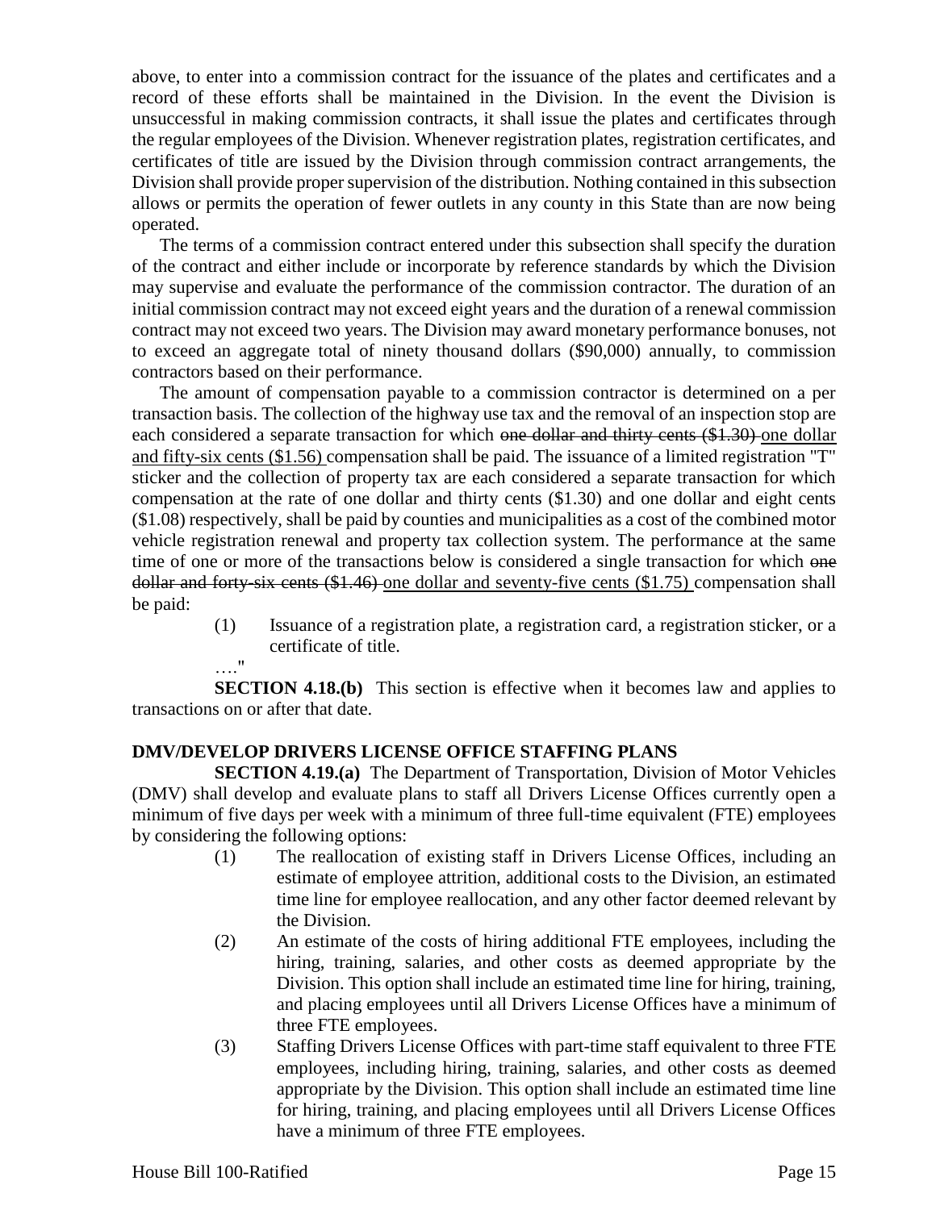above, to enter into a commission contract for the issuance of the plates and certificates and a record of these efforts shall be maintained in the Division. In the event the Division is unsuccessful in making commission contracts, it shall issue the plates and certificates through the regular employees of the Division. Whenever registration plates, registration certificates, and certificates of title are issued by the Division through commission contract arrangements, the Division shall provide proper supervision of the distribution. Nothing contained in this subsection allows or permits the operation of fewer outlets in any county in this State than are now being operated.

The terms of a commission contract entered under this subsection shall specify the duration of the contract and either include or incorporate by reference standards by which the Division may supervise and evaluate the performance of the commission contractor. The duration of an initial commission contract may not exceed eight years and the duration of a renewal commission contract may not exceed two years. The Division may award monetary performance bonuses, not to exceed an aggregate total of ninety thousand dollars ($90,000) annually, to commission contractors based on their performance.

The amount of compensation payable to a commission contractor is determined on a per transaction basis. The collection of the highway use tax and the removal of an inspection stop are each considered a separate transaction for which ~~one dollar and thirty cents ($1.30)~~ <u>one dollar and fifty-six cents ($1.56)</u> compensation shall be paid. The issuance of a limited registration "T" sticker and the collection of property tax are each considered a separate transaction for which compensation at the rate of one dollar and thirty cents ($1.30) and one dollar and eight cents ($1.08) respectively, shall be paid by counties and municipalities as a cost of the combined motor vehicle registration renewal and property tax collection system. The performance at the same time of one or more of the transactions below is considered a single transaction for which ~~one dollar and forty-six cents ($1.46)~~ <u>one dollar and seventy-five cents ($1.75)</u> compensation shall be paid:

(1) Issuance of a registration plate, a registration card, a registration sticker, or a certificate of title.

…."

**SECTION 4.18.(b)** This section is effective when it becomes law and applies to transactions on or after that date.

**DMV/DEVELOP DRIVERS LICENSE OFFICE STAFFING PLANS**

**SECTION 4.19.(a)** The Department of Transportation, Division of Motor Vehicles (DMV) shall develop and evaluate plans to staff all Drivers License Offices currently open a minimum of five days per week with a minimum of three full-time equivalent (FTE) employees by considering the following options:

(1) The reallocation of existing staff in Drivers License Offices, including an estimate of employee attrition, additional costs to the Division, an estimated time line for employee reallocation, and any other factor deemed relevant by the Division.

(2) An estimate of the costs of hiring additional FTE employees, including the hiring, training, salaries, and other costs as deemed appropriate by the Division. This option shall include an estimated time line for hiring, training, and placing employees until all Drivers License Offices have a minimum of three FTE employees.

(3) Staffing Drivers License Offices with part-time staff equivalent to three FTE employees, including hiring, training, salaries, and other costs as deemed appropriate by the Division. This option shall include an estimated time line for hiring, training, and placing employees until all Drivers License Offices have a minimum of three FTE employees.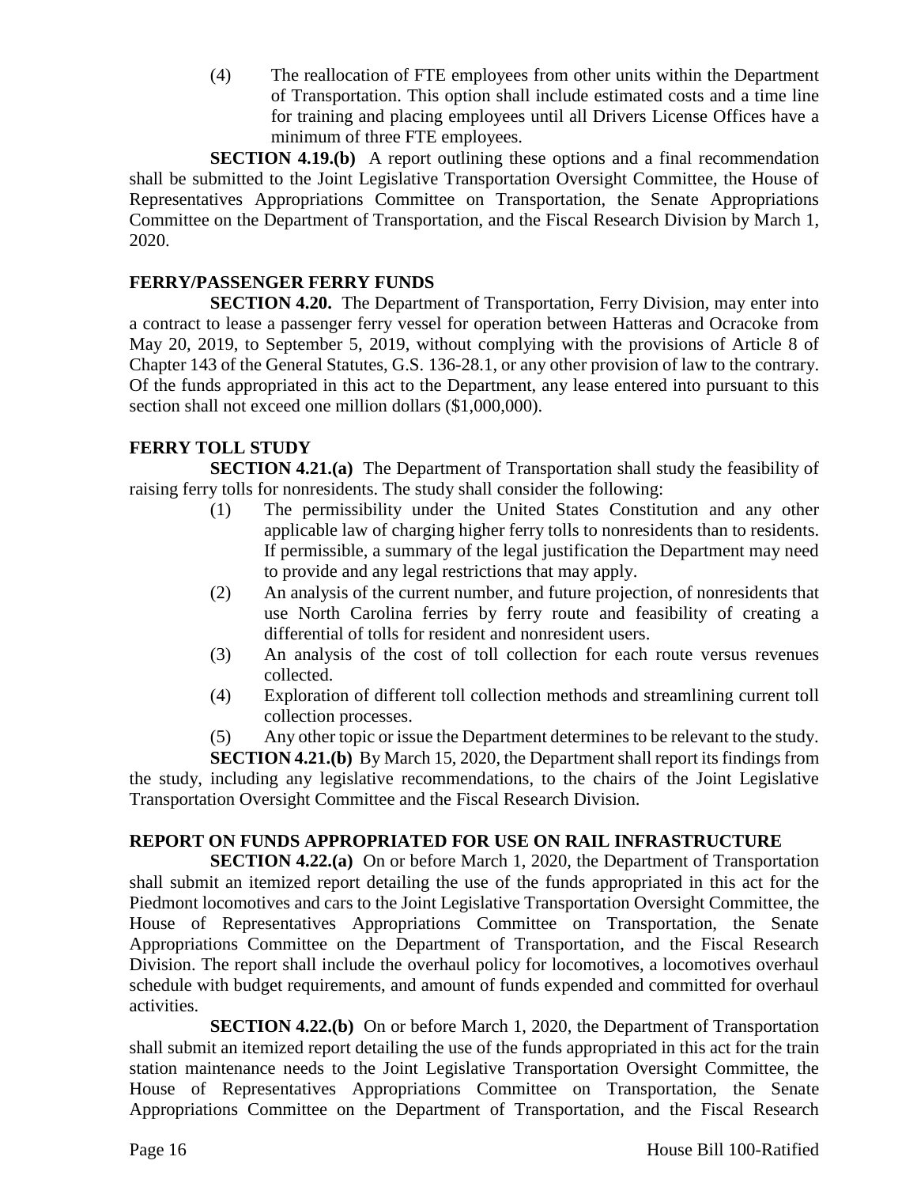(4) The reallocation of FTE employees from other units within the Department of Transportation. This option shall include estimated costs and a time line for training and placing employees until all Drivers License Offices have a minimum of three FTE employees.

**SECTION 4.19.(b)** A report outlining these options and a final recommendation shall be submitted to the Joint Legislative Transportation Oversight Committee, the House of Representatives Appropriations Committee on Transportation, the Senate Appropriations Committee on the Department of Transportation, and the Fiscal Research Division by March 1, 2020.

**FERRY/PASSENGER FERRY FUNDS**

**SECTION 4.20.** The Department of Transportation, Ferry Division, may enter into a contract to lease a passenger ferry vessel for operation between Hatteras and Ocracoke from May 20, 2019, to September 5, 2019, without complying with the provisions of Article 8 of Chapter 143 of the General Statutes, G.S. 136-28.1, or any other provision of law to the contrary. Of the funds appropriated in this act to the Department, any lease entered into pursuant to this section shall not exceed one million dollars ($1,000,000).

**FERRY TOLL STUDY**

**SECTION 4.21.(a)** The Department of Transportation shall study the feasibility of raising ferry tolls for nonresidents. The study shall consider the following:

(1) The permissibility under the United States Constitution and any other applicable law of charging higher ferry tolls to nonresidents than to residents. If permissible, a summary of the legal justification the Department may need to provide and any legal restrictions that may apply.

(2) An analysis of the current number, and future projection, of nonresidents that use North Carolina ferries by ferry route and feasibility of creating a differential of tolls for resident and nonresident users.

(3) An analysis of the cost of toll collection for each route versus revenues collected.

(4) Exploration of different toll collection methods and streamlining current toll collection processes.

(5) Any other topic or issue the Department determines to be relevant to the study.

**SECTION 4.21.(b)** By March 15, 2020, the Department shall report its findings from the study, including any legislative recommendations, to the chairs of the Joint Legislative Transportation Oversight Committee and the Fiscal Research Division.

**REPORT ON FUNDS APPROPRIATED FOR USE ON RAIL INFRASTRUCTURE**

**SECTION 4.22.(a)** On or before March 1, 2020, the Department of Transportation shall submit an itemized report detailing the use of the funds appropriated in this act for the Piedmont locomotives and cars to the Joint Legislative Transportation Oversight Committee, the House of Representatives Appropriations Committee on Transportation, the Senate Appropriations Committee on the Department of Transportation, and the Fiscal Research Division. The report shall include the overhaul policy for locomotives, a locomotives overhaul schedule with budget requirements, and amount of funds expended and committed for overhaul activities.

**SECTION 4.22.(b)** On or before March 1, 2020, the Department of Transportation shall submit an itemized report detailing the use of the funds appropriated in this act for the train station maintenance needs to the Joint Legislative Transportation Oversight Committee, the House of Representatives Appropriations Committee on Transportation, the Senate Appropriations Committee on the Department of Transportation, and the Fiscal Research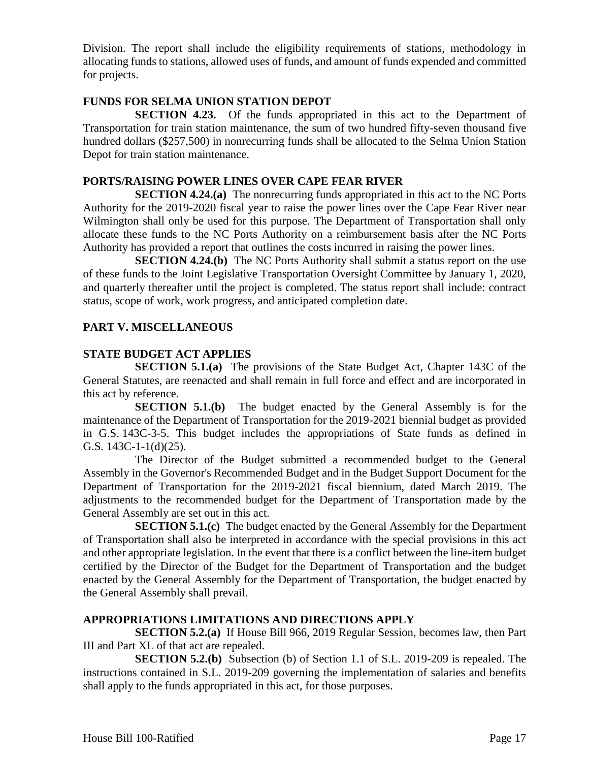Division. The report shall include the eligibility requirements of stations, methodology in allocating funds to stations, allowed uses of funds, and amount of funds expended and committed for projects.

### FUNDS FOR SELMA UNION STATION DEPOT

**SECTION 4.23.** Of the funds appropriated in this act to the Department of Transportation for train station maintenance, the sum of two hundred fifty-seven thousand five hundred dollars ($257,500) in nonrecurring funds shall be allocated to the Selma Union Station Depot for train station maintenance.

### PORTS/RAISING POWER LINES OVER CAPE FEAR RIVER

**SECTION 4.24.(a)** The nonrecurring funds appropriated in this act to the NC Ports Authority for the 2019-2020 fiscal year to raise the power lines over the Cape Fear River near Wilmington shall only be used for this purpose. The Department of Transportation shall only allocate these funds to the NC Ports Authority on a reimbursement basis after the NC Ports Authority has provided a report that outlines the costs incurred in raising the power lines.

**SECTION 4.24.(b)** The NC Ports Authority shall submit a status report on the use of these funds to the Joint Legislative Transportation Oversight Committee by January 1, 2020, and quarterly thereafter until the project is completed. The status report shall include: contract status, scope of work, work progress, and anticipated completion date.

## PART V. MISCELLANEOUS

### STATE BUDGET ACT APPLIES

**SECTION 5.1.(a)** The provisions of the State Budget Act, Chapter 143C of the General Statutes, are reenacted and shall remain in full force and effect and are incorporated in this act by reference.

**SECTION 5.1.(b)** The budget enacted by the General Assembly is for the maintenance of the Department of Transportation for the 2019-2021 biennial budget as provided in G.S. 143C-3-5. This budget includes the appropriations of State funds as defined in G.S. 143C-1-1(d)(25).

The Director of the Budget submitted a recommended budget to the General Assembly in the Governor's Recommended Budget and in the Budget Support Document for the Department of Transportation for the 2019-2021 fiscal biennium, dated March 2019. The adjustments to the recommended budget for the Department of Transportation made by the General Assembly are set out in this act.

**SECTION 5.1.(c)** The budget enacted by the General Assembly for the Department of Transportation shall also be interpreted in accordance with the special provisions in this act and other appropriate legislation. In the event that there is a conflict between the line-item budget certified by the Director of the Budget for the Department of Transportation and the budget enacted by the General Assembly for the Department of Transportation, the budget enacted by the General Assembly shall prevail.

### APPROPRIATIONS LIMITATIONS AND DIRECTIONS APPLY

**SECTION 5.2.(a)** If House Bill 966, 2019 Regular Session, becomes law, then Part III and Part XL of that act are repealed.

**SECTION 5.2.(b)** Subsection (b) of Section 1.1 of S.L. 2019-209 is repealed. The instructions contained in S.L. 2019-209 governing the implementation of salaries and benefits shall apply to the funds appropriated in this act, for those purposes.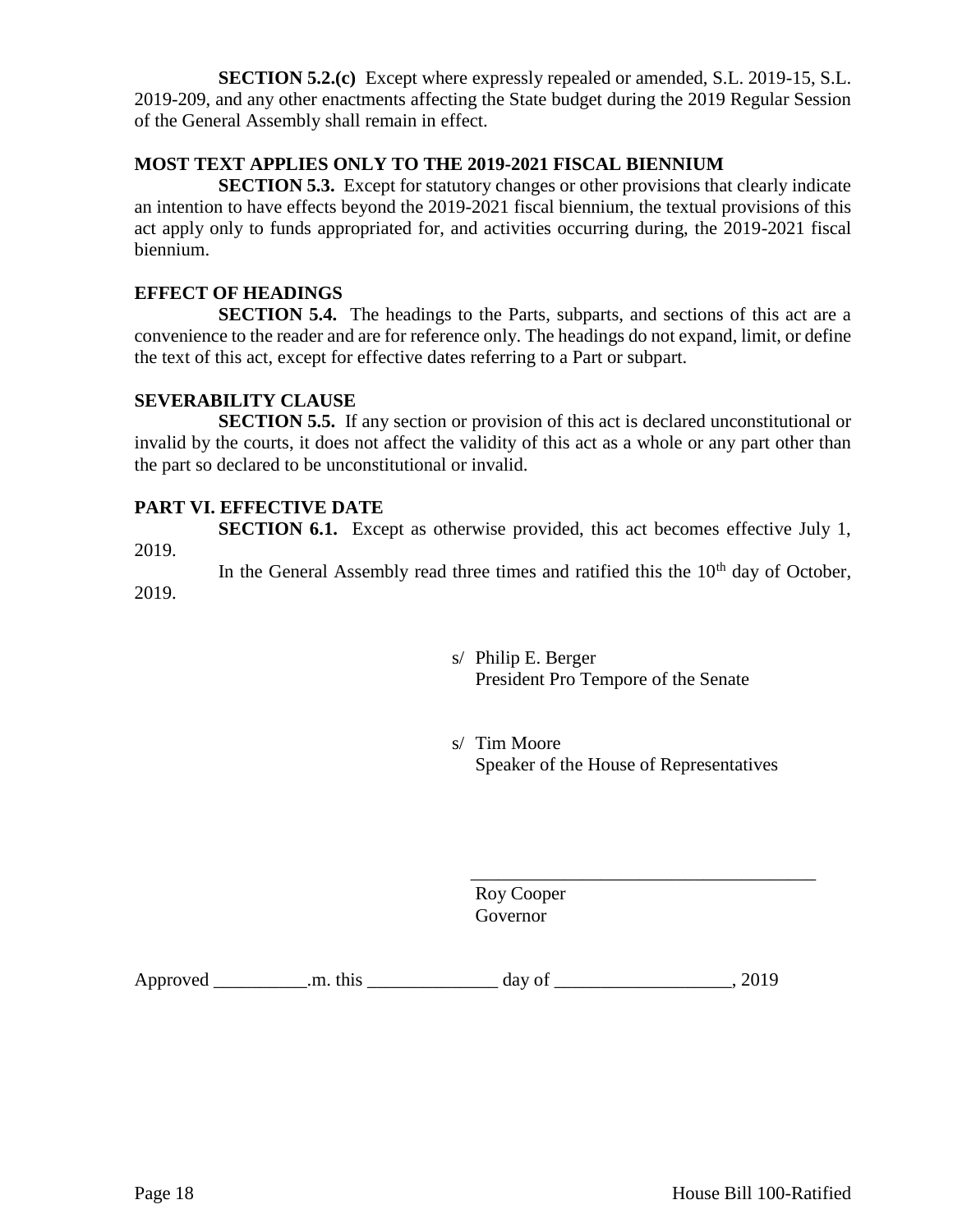**SECTION 5.2.(c)** Except where expressly repealed or amended, S.L. 2019-15, S.L. 2019-209, and any other enactments affecting the State budget during the 2019 Regular Session of the General Assembly shall remain in effect.

**MOST TEXT APPLIES ONLY TO THE 2019-2021 FISCAL BIENNIUM**

**SECTION 5.3.** Except for statutory changes or other provisions that clearly indicate an intention to have effects beyond the 2019-2021 fiscal biennium, the textual provisions of this act apply only to funds appropriated for, and activities occurring during, the 2019-2021 fiscal biennium.

**EFFECT OF HEADINGS**

**SECTION 5.4.** The headings to the Parts, subparts, and sections of this act are a convenience to the reader and are for reference only. The headings do not expand, limit, or define the text of this act, except for effective dates referring to a Part or subpart.

**SEVERABILITY CLAUSE**

**SECTION 5.5.** If any section or provision of this act is declared unconstitutional or invalid by the courts, it does not affect the validity of this act as a whole or any part other than the part so declared to be unconstitutional or invalid.

**PART VI. EFFECTIVE DATE**

**SECTION 6.1.** Except as otherwise provided, this act becomes effective July 1, 2019.

In the General Assembly read three times and ratified this the 10th day of October, 2019.

s/ Philip E. Berger
President Pro Tempore of the Senate

s/ Tim Moore
Speaker of the House of Representatives

\_\_\_\_\_\_\_\_\_\_\_\_\_\_\_\_\_\_\_\_\_\_\_\_\_\_\_\_\_\_\_\_\_\_\_\_\_\_
Roy Cooper
Governor

Approved \_\_\_\_\_\_\_\_\_\_.m. this \_\_\_\_\_\_\_\_\_\_\_\_\_\_ day of \_\_\_\_\_\_\_\_\_\_\_\_\_\_\_\_\_\_\_, 2019